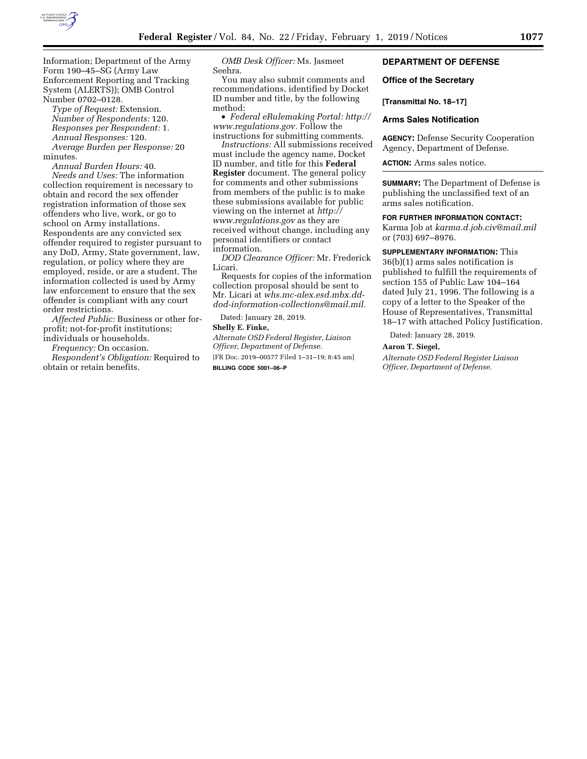Information; Department of the Army Form 190–45–SG (Army Law Enforcement Reporting and Tracking System (ALERTS)); OMB Control Number 0702–0128.

*Type of Request:* Extension.

*Number of Respondents:* 120.

*Responses per Respondent:* 1.

*Annual Responses:* 120.

*Average Burden per Response:* 20 minutes.

*Annual Burden Hours:* 40.

*Needs and Uses:* The information collection requirement is necessary to obtain and record the sex offender registration information of those sex offenders who live, work, or go to school on Army installations. Respondents are any convicted sex offender required to register pursuant to any DoD, Army, State government, law, regulation, or policy where they are employed, reside, or are a student. The information collected is used by Army law enforcement to ensure that the sex offender is compliant with any court order restrictions.

*Affected Public:* Business or other for-profit; not-for-profit institutions; individuals or households.

*Frequency:* On occasion.

*Respondent's Obligation:* Required to obtain or retain benefits.

*OMB Desk Officer:* Ms. Jasmeet Seehra.

You may also submit comments and recommendations, identified by Docket ID number and title, by the following method:

- *Federal eRulemaking Portal: http://www.regulations.gov.* Follow the instructions for submitting comments.

*Instructions:* All submissions received must include the agency name, Docket ID number, and title for this **Federal Register** document. The general policy for comments and other submissions from members of the public is to make these submissions available for public viewing on the internet at *http://www.regulations.gov* as they are received without change, including any personal identifiers or contact information.

*DOD Clearance Officer:* Mr. Frederick Licari.

Requests for copies of the information collection proposal should be sent to Mr. Licari at *whs.mc-alex.esd.mbx.dd-dod-information-collections@mail.mil.*

Dated: January 28, 2019.

**Shelly E. Finke,**

*Alternate OSD Federal Register, Liaison Officer, Department of Defense.*

[FR Doc. 2019–00577 Filed 1–31–19; 8:45 am]

**BILLING CODE 5001–06–P**

## DEPARTMENT OF DEFENSE

### Office of the Secretary

**[Transmittal No. 18–17]**

### Arms Sales Notification

**AGENCY:** Defense Security Cooperation Agency, Department of Defense.

**ACTION:** Arms sales notice.

**SUMMARY:** The Department of Defense is publishing the unclassified text of an arms sales notification.

**FOR FURTHER INFORMATION CONTACT:** Karma Job at *karma.d.job.civ@mail.mil* or (703) 697–8976.

**SUPPLEMENTARY INFORMATION:** This 36(b)(1) arms sales notification is published to fulfill the requirements of section 155 of Public Law 104–164 dated July 21, 1996. The following is a copy of a letter to the Speaker of the House of Representatives, Transmittal 18–17 with attached Policy Justification.

Dated: January 28, 2019.

**Aaron T. Siegel,**

*Alternate OSD Federal Register Liaison Officer, Department of Defense.*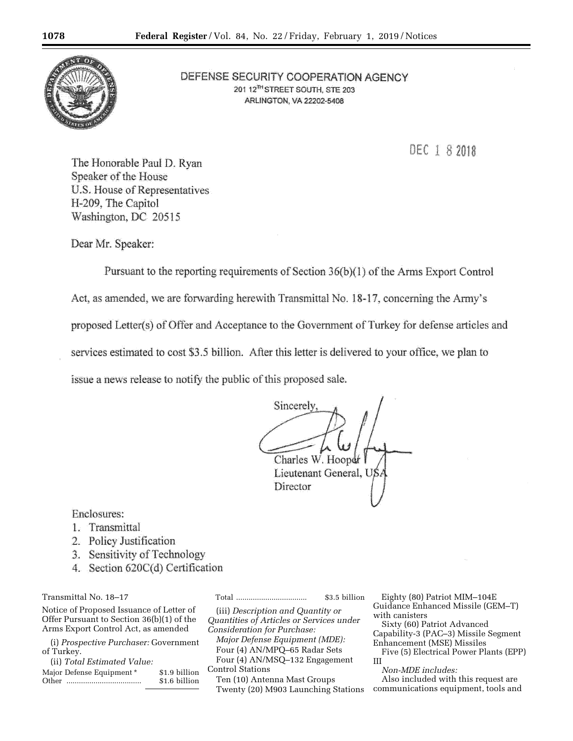DEFENSE SECURITY COOPERATION AGENCY
201 12TH STREET SOUTH, STE 203
ARLINGTON, VA 22202-5408

DEC 18 2018

The Honorable Paul D. Ryan
Speaker of the House
U.S. House of Representatives
H-209, The Capitol
Washington, DC 20515

Dear Mr. Speaker:

Pursuant to the reporting requirements of Section 36(b)(1) of the Arms Export Control Act, as amended, we are forwarding herewith Transmittal No. 18-17, concerning the Army's proposed Letter(s) of Offer and Acceptance to the Government of Turkey for defense articles and services estimated to cost $3.5 billion. After this letter is delivered to your office, we plan to issue a news release to notify the public of this proposed sale.

Sincerely,

Charles W. Hooper
Lieutenant General, USA
Director

Enclosures:
1. Transmittal
2. Policy Justification
3. Sensitivity of Technology
4. Section 620C(d) Certification

Transmittal No. 18–17

Notice of Proposed Issuance of Letter of Offer Pursuant to Section 36(b)(1) of the Arms Export Control Act, as amended

(i) *Prospective Purchaser:* Government of Turkey.

(ii) *Total Estimated Value:*

| | |
|---|---|
| Major Defense Equipment * | $1.9 billion |
| Other | $1.6 billion |
| Total | $3.5 billion |

(iii) *Description and Quantity or Quantities of Articles or Services under Consideration for Purchase:*

*Major Defense Equipment (MDE):*

Four (4) AN/MPQ–65 Radar Sets
Four (4) AN/MSQ–132 Engagement Control Stations
Ten (10) Antenna Mast Groups
Twenty (20) M903 Launching Stations
Eighty (80) Patriot MIM–104E Guidance Enhanced Missile (GEM–T) with canisters
Sixty (60) Patriot Advanced Capability-3 (PAC–3) Missile Segment Enhancement (MSE) Missiles
Five (5) Electrical Power Plants (EPP) III

*Non-MDE includes:*

Also included with this request are communications equipment, tools and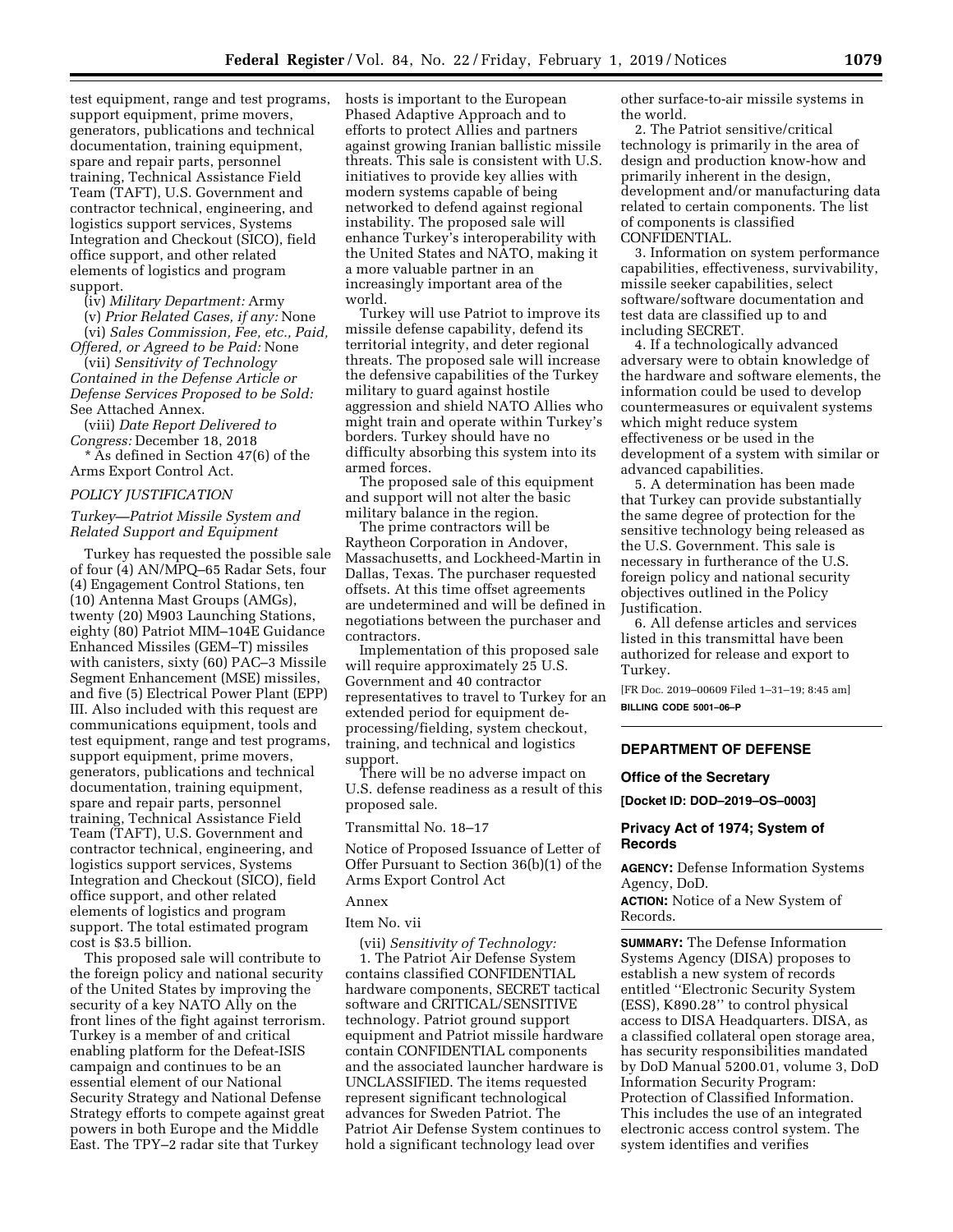test equipment, range and test programs, support equipment, prime movers, generators, publications and technical documentation, training equipment, spare and repair parts, personnel training, Technical Assistance Field Team (TAFT), U.S. Government and contractor technical, engineering, and logistics support services, Systems Integration and Checkout (SICO), field office support, and other related elements of logistics and program support.

(iv) *Military Department:* Army

(v) *Prior Related Cases, if any:* None

(vi) *Sales Commission, Fee, etc., Paid, Offered, or Agreed to be Paid:* None

(vii) *Sensitivity of Technology Contained in the Defense Article or Defense Services Proposed to be Sold:* See Attached Annex.

(viii) *Date Report Delivered to Congress:* December 18, 2018

* As defined in Section 47(6) of the Arms Export Control Act.

*POLICY JUSTIFICATION*

*Turkey—Patriot Missile System and Related Support and Equipment*

Turkey has requested the possible sale of four (4) AN/MPQ–65 Radar Sets, four (4) Engagement Control Stations, ten (10) Antenna Mast Groups (AMGs), twenty (20) M903 Launching Stations, eighty (80) Patriot MIM–104E Guidance Enhanced Missiles (GEM–T) missiles with canisters, sixty (60) PAC–3 Missile Segment Enhancement (MSE) missiles, and five (5) Electrical Power Plant (EPP) III. Also included with this request are communications equipment, tools and test equipment, range and test programs, support equipment, prime movers, generators, publications and technical documentation, training equipment, spare and repair parts, personnel training, Technical Assistance Field Team (TAFT), U.S. Government and contractor technical, engineering, and logistics support services, Systems Integration and Checkout (SICO), field office support, and other related elements of logistics and program support. The total estimated program cost is $3.5 billion.

This proposed sale will contribute to the foreign policy and national security of the United States by improving the security of a key NATO Ally on the front lines of the fight against terrorism. Turkey is a member of and critical enabling platform for the Defeat-ISIS campaign and continues to be an essential element of our National Security Strategy and National Defense Strategy efforts to compete against great powers in both Europe and the Middle East. The TPY–2 radar site that Turkey hosts is important to the European Phased Adaptive Approach and to efforts to protect Allies and partners against growing Iranian ballistic missile threats. This sale is consistent with U.S. initiatives to provide key allies with modern systems capable of being networked to defend against regional instability. The proposed sale will enhance Turkey's interoperability with the United States and NATO, making it a more valuable partner in an increasingly important area of the world.

Turkey will use Patriot to improve its missile defense capability, defend its territorial integrity, and deter regional threats. The proposed sale will increase the defensive capabilities of the Turkey military to guard against hostile aggression and shield NATO Allies who might train and operate within Turkey's borders. Turkey should have no difficulty absorbing this system into its armed forces.

The proposed sale of this equipment and support will not alter the basic military balance in the region.

The prime contractors will be Raytheon Corporation in Andover, Massachusetts, and Lockheed-Martin in Dallas, Texas. The purchaser requested offsets. At this time offset agreements are undetermined and will be defined in negotiations between the purchaser and contractors.

Implementation of this proposed sale will require approximately 25 U.S. Government and 40 contractor representatives to travel to Turkey for an extended period for equipment de-processing/fielding, system checkout, training, and technical and logistics support.

There will be no adverse impact on U.S. defense readiness as a result of this proposed sale.

Transmittal No. 18–17

Notice of Proposed Issuance of Letter of Offer Pursuant to Section 36(b)(1) of the Arms Export Control Act

Annex

Item No. vii

(vii) *Sensitivity of Technology:*

1. The Patriot Air Defense System contains classified CONFIDENTIAL hardware components, SECRET tactical software and CRITICAL/SENSITIVE technology. Patriot ground support equipment and Patriot missile hardware contain CONFIDENTIAL components and the associated launcher hardware is UNCLASSIFIED. The items requested represent significant technological advances for Sweden Patriot. The Patriot Air Defense System continues to hold a significant technology lead over other surface-to-air missile systems in the world.

2. The Patriot sensitive/critical technology is primarily in the area of design and production know-how and primarily inherent in the design, development and/or manufacturing data related to certain components. The list of components is classified CONFIDENTIAL.

3. Information on system performance capabilities, effectiveness, survivability, missile seeker capabilities, select software/software documentation and test data are classified up to and including SECRET.

4. If a technologically advanced adversary were to obtain knowledge of the hardware and software elements, the information could be used to develop countermeasures or equivalent systems which might reduce system effectiveness or be used in the development of a system with similar or advanced capabilities.

5. A determination has been made that Turkey can provide substantially the same degree of protection for the sensitive technology being released as the U.S. Government. This sale is necessary in furtherance of the U.S. foreign policy and national security objectives outlined in the Policy Justification.

6. All defense articles and services listed in this transmittal have been authorized for release and export to Turkey.

[FR Doc. 2019–00609 Filed 1–31–19; 8:45 am]

**BILLING CODE 5001–06–P**

## DEPARTMENT OF DEFENSE

### Office of the Secretary

**[Docket ID: DOD–2019–OS–0003]**

### Privacy Act of 1974; System of Records

**AGENCY:** Defense Information Systems Agency, DoD.

**ACTION:** Notice of a New System of Records.

**SUMMARY:** The Defense Information Systems Agency (DISA) proposes to establish a new system of records entitled ''Electronic Security System (ESS), K890.28'' to control physical access to DISA Headquarters. DISA, as a classified collateral open storage area, has security responsibilities mandated by DoD Manual 5200.01, volume 3, DoD Information Security Program: Protection of Classified Information. This includes the use of an integrated electronic access control system. The system identifies and verifies